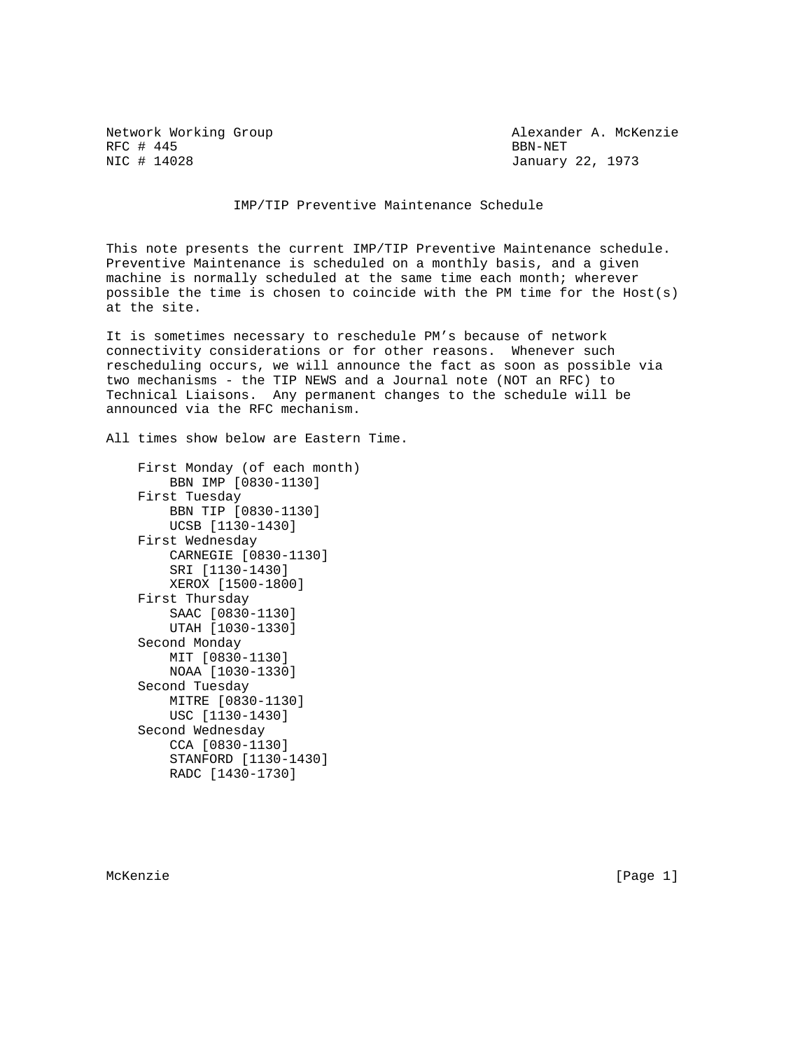Network Working Group  
RFC # 445  
NIC # 14028

Alexander A. McKenzie  
BBN-NET  
January 22, 1973

# IMP/TIP Preventive Maintenance Schedule

This note presents the current IMP/TIP Preventive Maintenance schedule. Preventive Maintenance is scheduled on a monthly basis, and a given machine is normally scheduled at the same time each month; wherever possible the time is chosen to coincide with the PM time for the Host(s) at the site.

It is sometimes necessary to reschedule PM's because of network connectivity considerations or for other reasons. Whenever such rescheduling occurs, we will announce the fact as soon as possible via two mechanisms - the TIP NEWS and a Journal note (NOT an RFC) to Technical Liaisons. Any permanent changes to the schedule will be announced via the RFC mechanism.

All times show below are Eastern Time.

```
    First Monday (of each month)
        BBN IMP [0830-1130]
    First Tuesday
        BBN TIP [0830-1130]
        UCSB [1130-1430]
    First Wednesday
        CARNEGIE [0830-1130]
        SRI [1130-1430]
        XEROX [1500-1800]
    First Thursday
        SAAC [0830-1130]
        UTAH [1030-1330]
    Second Monday
        MIT [0830-1130]
        NOAA [1030-1330]
    Second Tuesday
        MITRE [0830-1130]
        USC [1130-1430]
    Second Wednesday
        CCA [0830-1130]
        STANFORD [1130-1430]
        RADC [1430-1730]
```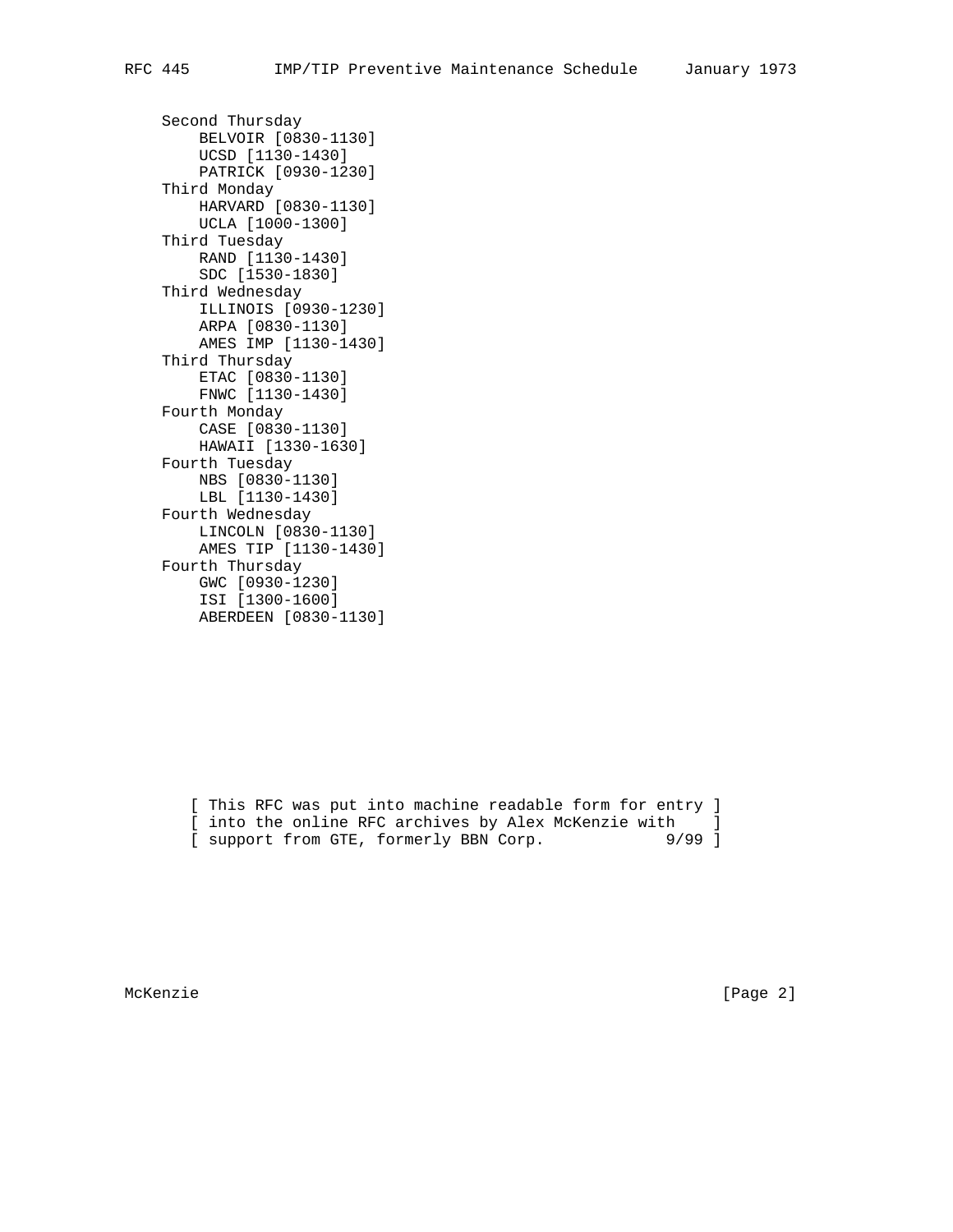- Second Thursday
  - BELVOIR [0830-1130]
  - UCSD [1130-1430]
  - PATRICK [0930-1230]
- Third Monday
  - HARVARD [0830-1130]
  - UCLA [1000-1300]
- Third Tuesday
  - RAND [1130-1430]
  - SDC [1530-1830]
- Third Wednesday
  - ILLINOIS [0930-1230]
  - ARPA [0830-1130]
  - AMES IMP [1130-1430]
- Third Thursday
  - ETAC [0830-1130]
  - FNWC [1130-1430]
- Fourth Monday
  - CASE [0830-1130]
  - HAWAII [1330-1630]
- Fourth Tuesday
  - NBS [0830-1130]
  - LBL [1130-1430]
- Fourth Wednesday
  - LINCOLN [0830-1130]
  - AMES TIP [1130-1430]
- Fourth Thursday
  - GWC [0930-1230]
  - ISI [1300-1600]
  - ABERDEEN [0830-1130]

[ This RFC was put into machine readable form for entry ]
[ into the online RFC archives by Alex McKenzie with ]
[ support from GTE, formerly BBN Corp. 9/99 ]